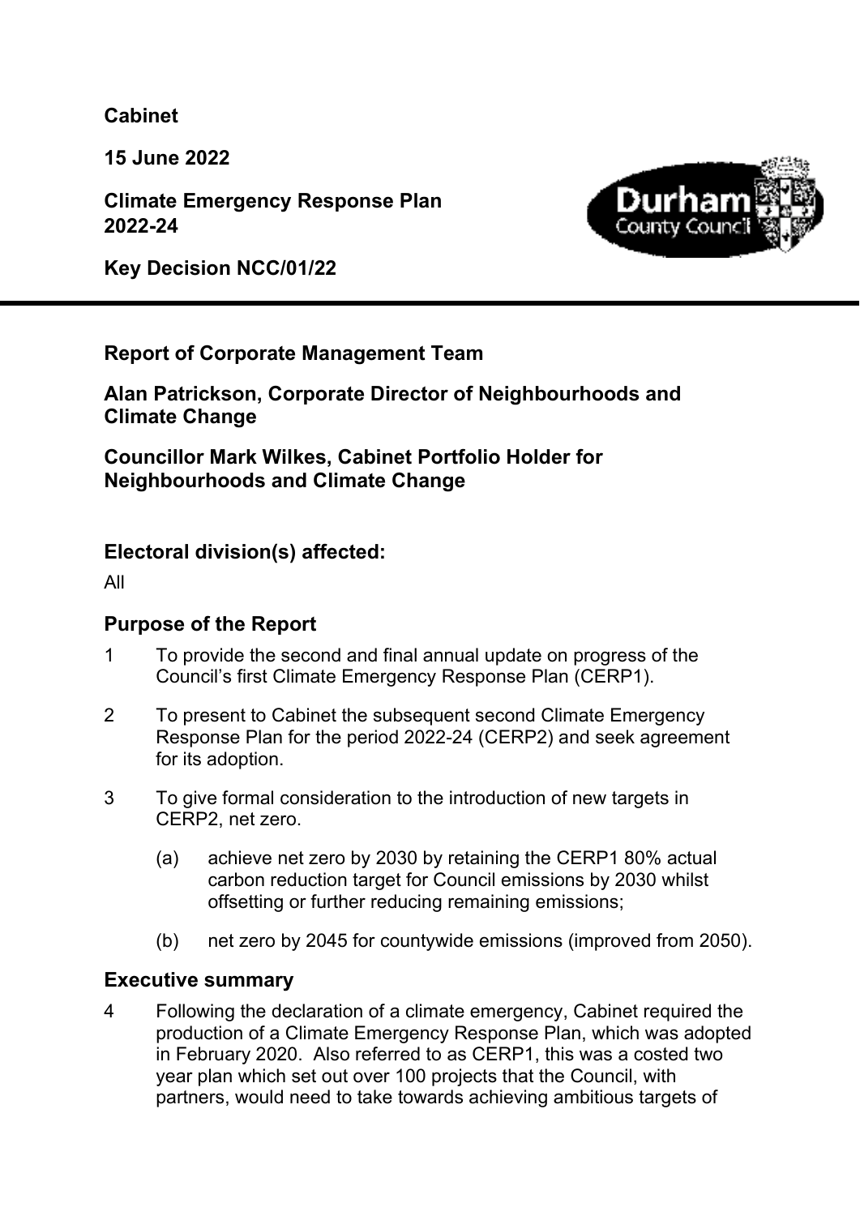**Cabinet**

**15 June 2022**

**Climate Emergency Response Plan 2022-24**

**Key Decision NCC/01/22**

---

**Report of Corporate Management Team**

**Alan Patrickson, Corporate Director of Neighbourhoods and Climate Change**

**Councillor Mark Wilkes, Cabinet Portfolio Holder for Neighbourhoods and Climate Change**

## Electoral division(s) affected:

All

## Purpose of the Report

1 To provide the second and final annual update on progress of the Council's first Climate Emergency Response Plan (CERP1).

2 To present to Cabinet the subsequent second Climate Emergency Response Plan for the period 2022-24 (CERP2) and seek agreement for its adoption.

3 To give formal consideration to the introduction of new targets in CERP2, net zero.

- (a) achieve net zero by 2030 by retaining the CERP1 80% actual carbon reduction target for Council emissions by 2030 whilst offsetting or further reducing remaining emissions;
- (b) net zero by 2045 for countywide emissions (improved from 2050).

## Executive summary

4 Following the declaration of a climate emergency, Cabinet required the production of a Climate Emergency Response Plan, which was adopted in February 2020. Also referred to as CERP1, this was a costed two year plan which set out over 100 projects that the Council, with partners, would need to take towards achieving ambitious targets of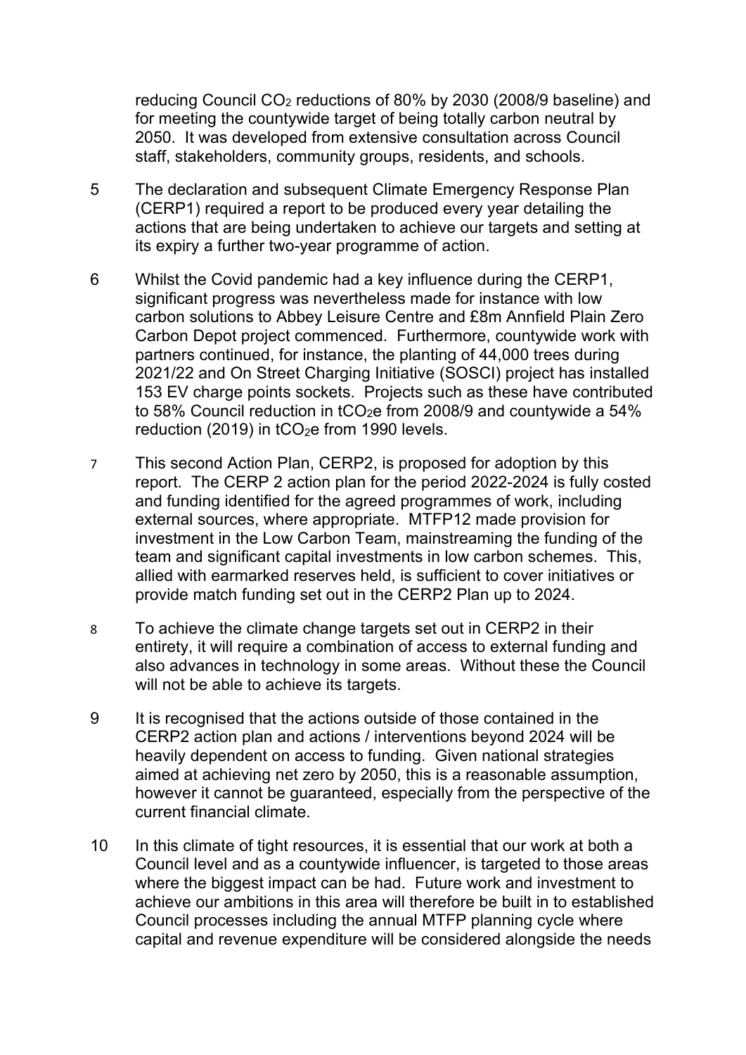reducing Council $CO_2$ reductions of 80% by 2030 (2008/9 baseline) and for meeting the countywide target of being totally carbon neutral by 2050. It was developed from extensive consultation across Council staff, stakeholders, community groups, residents, and schools.

5 The declaration and subsequent Climate Emergency Response Plan (CERP1) required a report to be produced every year detailing the actions that are being undertaken to achieve our targets and setting at its expiry a further two-year programme of action.

6 Whilst the Covid pandemic had a key influence during the CERP1, significant progress was nevertheless made for instance with low carbon solutions to Abbey Leisure Centre and £8m Annfield Plain Zero Carbon Depot project commenced. Furthermore, countywide work with partners continued, for instance, the planting of 44,000 trees during 2021/22 and On Street Charging Initiative (SOSCI) project has installed 153 EV charge points sockets. Projects such as these have contributed to 58% Council reduction in $tCO_2e$ from 2008/9 and countywide a 54% reduction (2019) in $tCO_2e$ from 1990 levels.

7 This second Action Plan, CERP2, is proposed for adoption by this report. The CERP 2 action plan for the period 2022-2024 is fully costed and funding identified for the agreed programmes of work, including external sources, where appropriate. MTFP12 made provision for investment in the Low Carbon Team, mainstreaming the funding of the team and significant capital investments in low carbon schemes. This, allied with earmarked reserves held, is sufficient to cover initiatives or provide match funding set out in the CERP2 Plan up to 2024.

8 To achieve the climate change targets set out in CERP2 in their entirety, it will require a combination of access to external funding and also advances in technology in some areas. Without these the Council will not be able to achieve its targets.

9 It is recognised that the actions outside of those contained in the CERP2 action plan and actions / interventions beyond 2024 will be heavily dependent on access to funding. Given national strategies aimed at achieving net zero by 2050, this is a reasonable assumption, however it cannot be guaranteed, especially from the perspective of the current financial climate.

10 In this climate of tight resources, it is essential that our work at both a Council level and as a countywide influencer, is targeted to those areas where the biggest impact can be had. Future work and investment to achieve our ambitions in this area will therefore be built in to established Council processes including the annual MTFP planning cycle where capital and revenue expenditure will be considered alongside the needs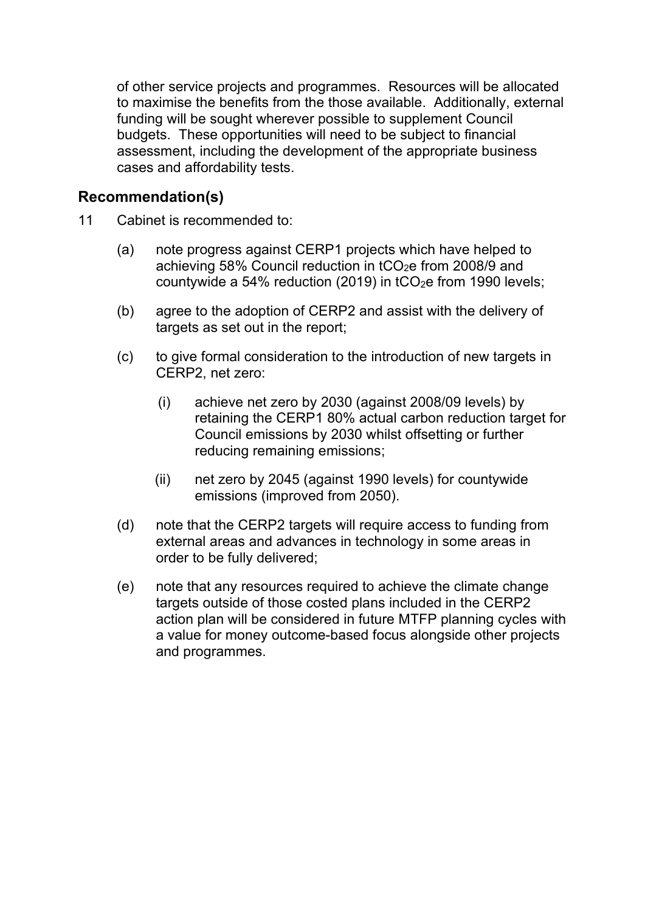of other service projects and programmes. Resources will be allocated to maximise the benefits from the those available. Additionally, external funding will be sought wherever possible to supplement Council budgets. These opportunities will need to be subject to financial assessment, including the development of the appropriate business cases and affordability tests.

## Recommendation(s)

11 Cabinet is recommended to:

(a) note progress against CERP1 projects which have helped to achieving 58% Council reduction in $tCO_2e$ from 2008/9 and countywide a 54% reduction (2019) in $tCO_2e$ from 1990 levels;

(b) agree to the adoption of CERP2 and assist with the delivery of targets as set out in the report;

(c) to give formal consideration to the introduction of new targets in CERP2, net zero:

  (i) achieve net zero by 2030 (against 2008/09 levels) by retaining the CERP1 80% actual carbon reduction target for Council emissions by 2030 whilst offsetting or further reducing remaining emissions;

  (ii) net zero by 2045 (against 1990 levels) for countywide emissions (improved from 2050).

(d) note that the CERP2 targets will require access to funding from external areas and advances in technology in some areas in order to be fully delivered;

(e) note that any resources required to achieve the climate change targets outside of those costed plans included in the CERP2 action plan will be considered in future MTFP planning cycles with a value for money outcome-based focus alongside other projects and programmes.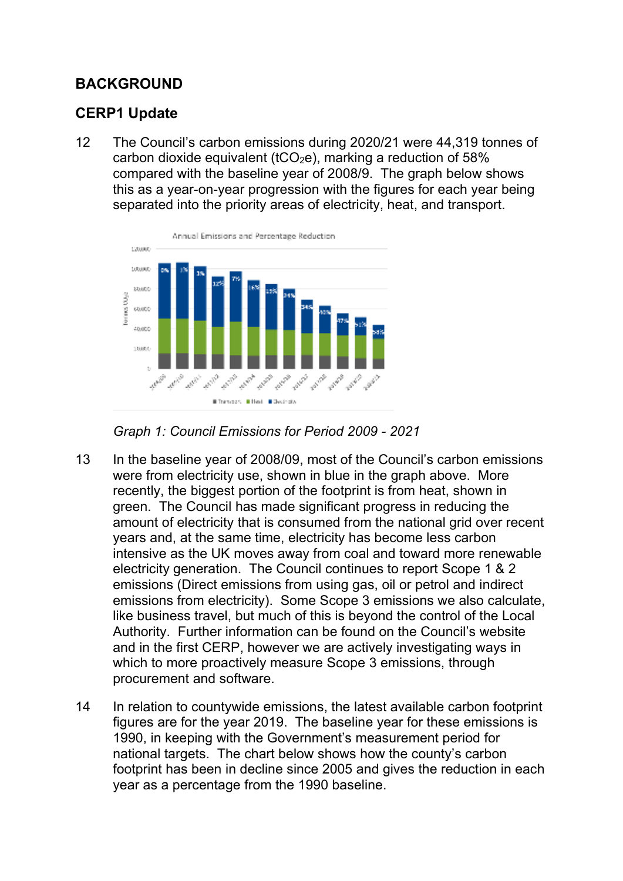## BACKGROUND

### CERP1 Update

12 The Council's carbon emissions during 2020/21 were 44,319 tonnes of carbon dioxide equivalent ($tCO_2e$), marking a reduction of 58% compared with the baseline year of 2008/9. The graph below shows this as a year-on-year progression with the figures for each year being separated into the priority areas of electricity, heat, and transport.

*Graph 1: Council Emissions for Period 2009 - 2021*

13 In the baseline year of 2008/09, most of the Council's carbon emissions were from electricity use, shown in blue in the graph above. More recently, the biggest portion of the footprint is from heat, shown in green. The Council has made significant progress in reducing the amount of electricity that is consumed from the national grid over recent years and, at the same time, electricity has become less carbon intensive as the UK moves away from coal and toward more renewable electricity generation. The Council continues to report Scope 1 & 2 emissions (Direct emissions from using gas, oil or petrol and indirect emissions from electricity). Some Scope 3 emissions we also calculate, like business travel, but much of this is beyond the control of the Local Authority. Further information can be found on the Council's website and in the first CERP, however we are actively investigating ways in which to more proactively measure Scope 3 emissions, through procurement and software.

14 In relation to countywide emissions, the latest available carbon footprint figures are for the year 2019. The baseline year for these emissions is 1990, in keeping with the Government's measurement period for national targets. The chart below shows how the county's carbon footprint has been in decline since 2005 and gives the reduction in each year as a percentage from the 1990 baseline.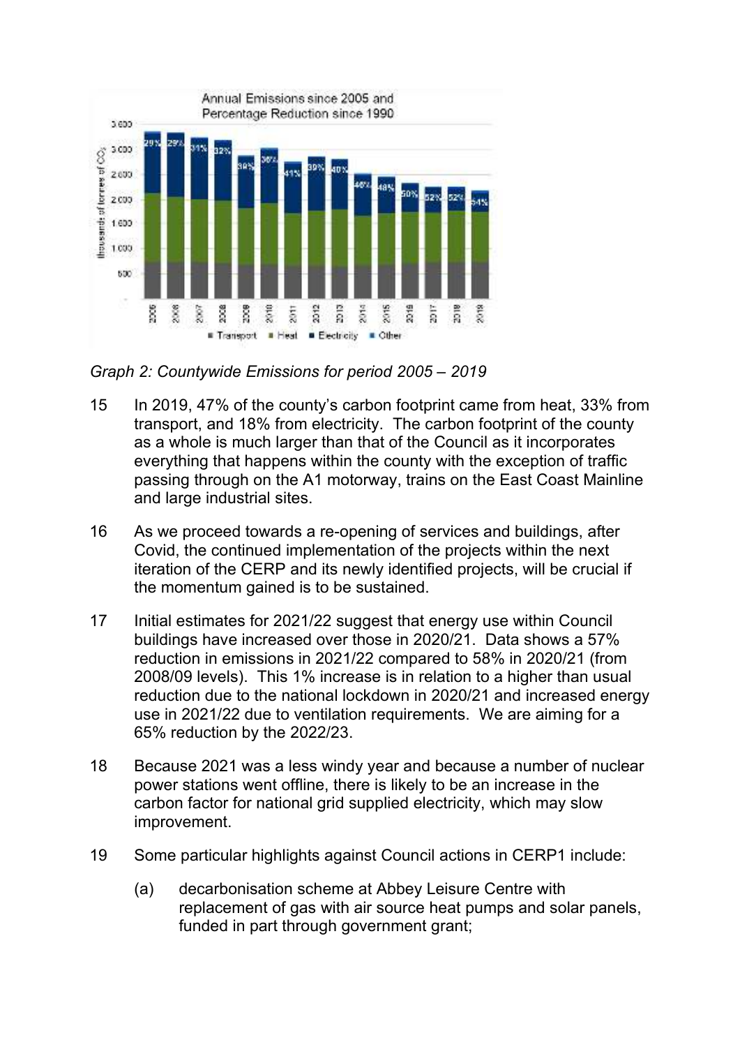*Graph 2: Countywide Emissions for period 2005 – 2019*

15 In 2019, 47% of the county's carbon footprint came from heat, 33% from transport, and 18% from electricity. The carbon footprint of the county as a whole is much larger than that of the Council as it incorporates everything that happens within the county with the exception of traffic passing through on the A1 motorway, trains on the East Coast Mainline and large industrial sites.

16 As we proceed towards a re-opening of services and buildings, after Covid, the continued implementation of the projects within the next iteration of the CERP and its newly identified projects, will be crucial if the momentum gained is to be sustained.

17 Initial estimates for 2021/22 suggest that energy use within Council buildings have increased over those in 2020/21. Data shows a 57% reduction in emissions in 2021/22 compared to 58% in 2020/21 (from 2008/09 levels). This 1% increase is in relation to a higher than usual reduction due to the national lockdown in 2020/21 and increased energy use in 2021/22 due to ventilation requirements. We are aiming for a 65% reduction by the 2022/23.

18 Because 2021 was a less windy year and because a number of nuclear power stations went offline, there is likely to be an increase in the carbon factor for national grid supplied electricity, which may slow improvement.

19 Some particular highlights against Council actions in CERP1 include:

(a) decarbonisation scheme at Abbey Leisure Centre with replacement of gas with air source heat pumps and solar panels, funded in part through government grant;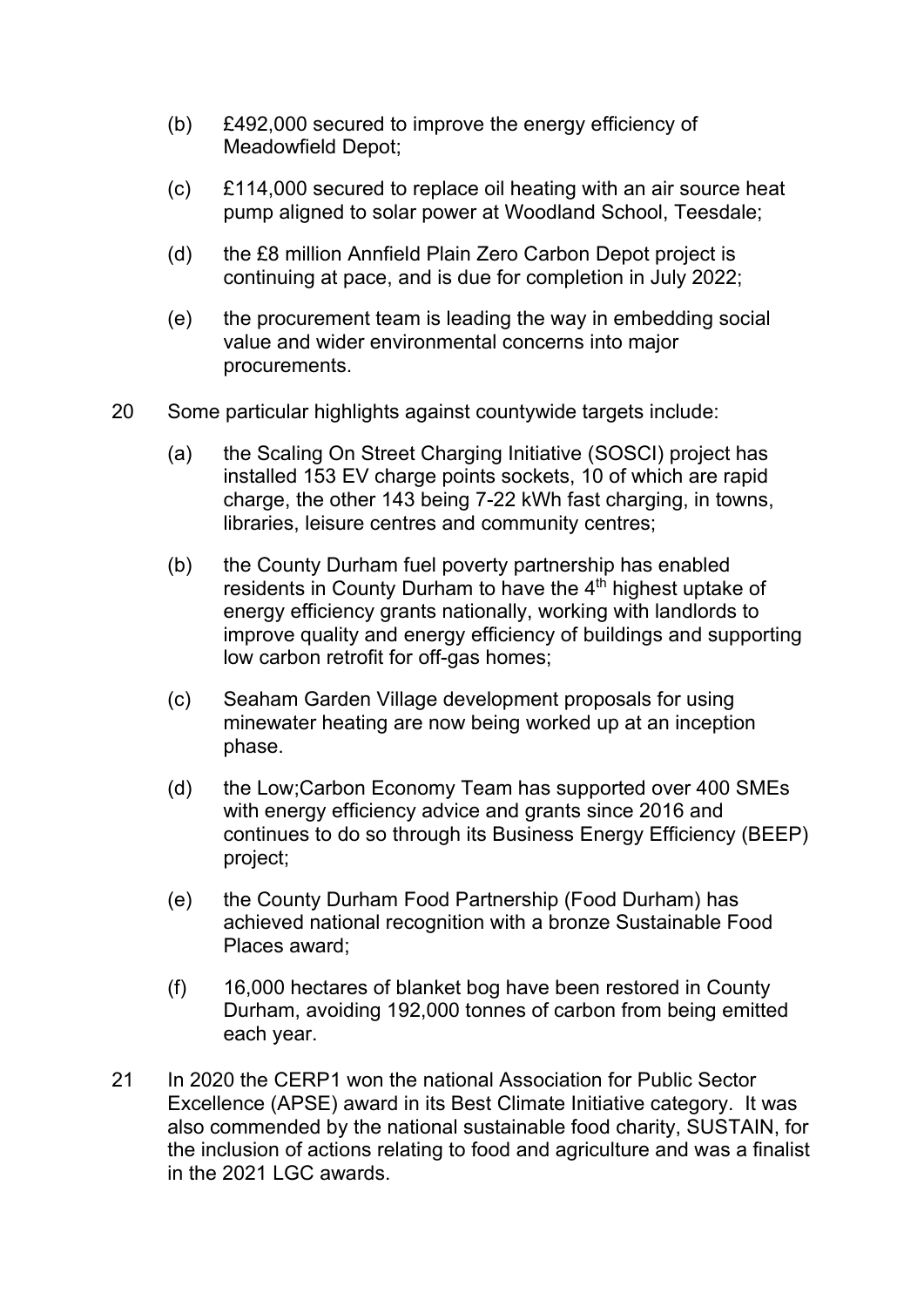(b) £492,000 secured to improve the energy efficiency of Meadowfield Depot;

(c) £114,000 secured to replace oil heating with an air source heat pump aligned to solar power at Woodland School, Teesdale;

(d) the £8 million Annfield Plain Zero Carbon Depot project is continuing at pace, and is due for completion in July 2022;

(e) the procurement team is leading the way in embedding social value and wider environmental concerns into major procurements.

20 Some particular highlights against countywide targets include:

(a) the Scaling On Street Charging Initiative (SOSCI) project has installed 153 EV charge points sockets, 10 of which are rapid charge, the other 143 being 7-22 kWh fast charging, in towns, libraries, leisure centres and community centres;

(b) the County Durham fuel poverty partnership has enabled residents in County Durham to have the 4th highest uptake of energy efficiency grants nationally, working with landlords to improve quality and energy efficiency of buildings and supporting low carbon retrofit for off-gas homes;

(c) Seaham Garden Village development proposals for using minewater heating are now being worked up at an inception phase.

(d) the Low;Carbon Economy Team has supported over 400 SMEs with energy efficiency advice and grants since 2016 and continues to do so through its Business Energy Efficiency (BEEP) project;

(e) the County Durham Food Partnership (Food Durham) has achieved national recognition with a bronze Sustainable Food Places award;

(f) 16,000 hectares of blanket bog have been restored in County Durham, avoiding 192,000 tonnes of carbon from being emitted each year.

21 In 2020 the CERP1 won the national Association for Public Sector Excellence (APSE) award in its Best Climate Initiative category. It was also commended by the national sustainable food charity, SUSTAIN, for the inclusion of actions relating to food and agriculture and was a finalist in the 2021 LGC awards.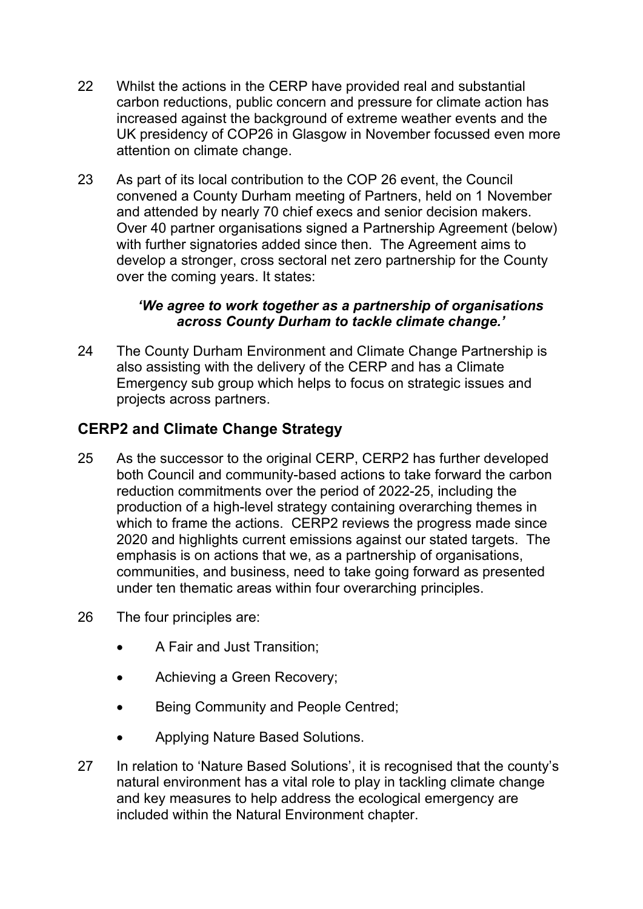22 Whilst the actions in the CERP have provided real and substantial carbon reductions, public concern and pressure for climate action has increased against the background of extreme weather events and the UK presidency of COP26 in Glasgow in November focussed even more attention on climate change.

23 As part of its local contribution to the COP 26 event, the Council convened a County Durham meeting of Partners, held on 1 November and attended by nearly 70 chief execs and senior decision makers. Over 40 partner organisations signed a Partnership Agreement (below) with further signatories added since then. The Agreement aims to develop a stronger, cross sectoral net zero partnership for the County over the coming years. It states:

> ***'We agree to work together as a partnership of organisations across County Durham to tackle climate change.'***

24 The County Durham Environment and Climate Change Partnership is also assisting with the delivery of the CERP and has a Climate Emergency sub group which helps to focus on strategic issues and projects across partners.

## CERP2 and Climate Change Strategy

25 As the successor to the original CERP, CERP2 has further developed both Council and community-based actions to take forward the carbon reduction commitments over the period of 2022-25, including the production of a high-level strategy containing overarching themes in which to frame the actions. CERP2 reviews the progress made since 2020 and highlights current emissions against our stated targets. The emphasis is on actions that we, as a partnership of organisations, communities, and business, need to take going forward as presented under ten thematic areas within four overarching principles.

26 The four principles are:

- A Fair and Just Transition;
- Achieving a Green Recovery;
- Being Community and People Centred;
- Applying Nature Based Solutions.

27 In relation to 'Nature Based Solutions', it is recognised that the county's natural environment has a vital role to play in tackling climate change and key measures to help address the ecological emergency are included within the Natural Environment chapter.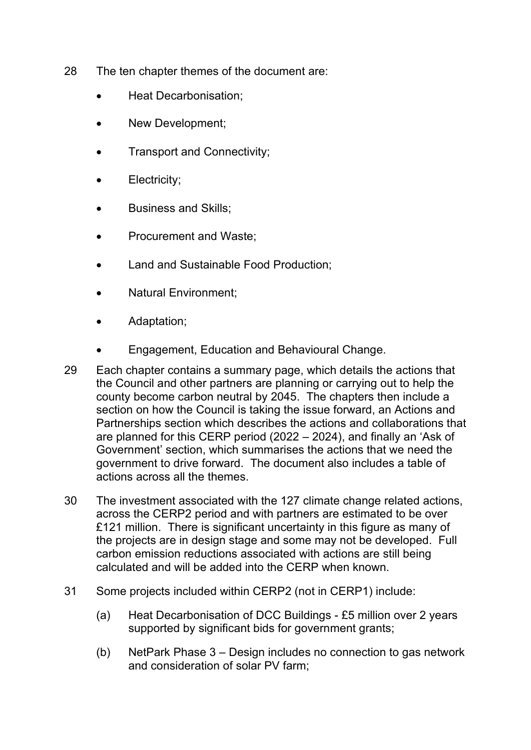28 The ten chapter themes of the document are:

- Heat Decarbonisation;
- New Development;
- Transport and Connectivity;
- Electricity;
- Business and Skills;
- Procurement and Waste;
- Land and Sustainable Food Production;
- Natural Environment;
- Adaptation;
- Engagement, Education and Behavioural Change.

29 Each chapter contains a summary page, which details the actions that the Council and other partners are planning or carrying out to help the county become carbon neutral by 2045. The chapters then include a section on how the Council is taking the issue forward, an Actions and Partnerships section which describes the actions and collaborations that are planned for this CERP period (2022 – 2024), and finally an 'Ask of Government' section, which summarises the actions that we need the government to drive forward. The document also includes a table of actions across all the themes.

30 The investment associated with the 127 climate change related actions, across the CERP2 period and with partners are estimated to be over £121 million. There is significant uncertainty in this figure as many of the projects are in design stage and some may not be developed. Full carbon emission reductions associated with actions are still being calculated and will be added into the CERP when known.

31 Some projects included within CERP2 (not in CERP1) include:

(a) Heat Decarbonisation of DCC Buildings - £5 million over 2 years supported by significant bids for government grants;

(b) NetPark Phase 3 – Design includes no connection to gas network and consideration of solar PV farm;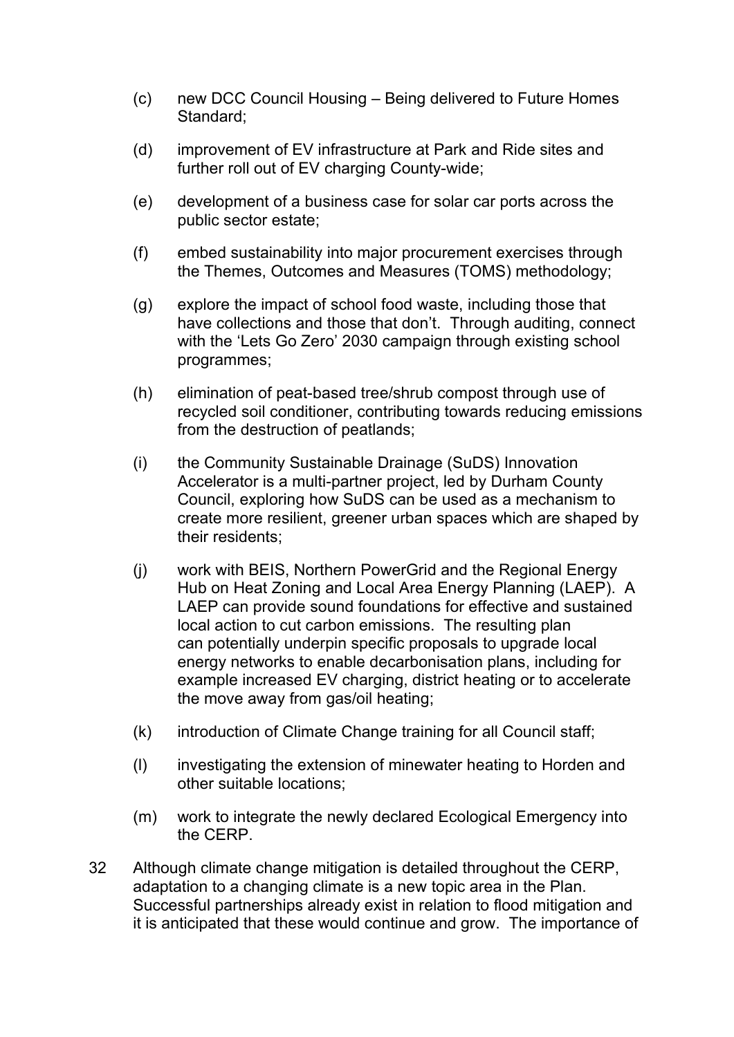(c) new DCC Council Housing – Being delivered to Future Homes Standard;

(d) improvement of EV infrastructure at Park and Ride sites and further roll out of EV charging County-wide;

(e) development of a business case for solar car ports across the public sector estate;

(f) embed sustainability into major procurement exercises through the Themes, Outcomes and Measures (TOMS) methodology;

(g) explore the impact of school food waste, including those that have collections and those that don't. Through auditing, connect with the 'Lets Go Zero' 2030 campaign through existing school programmes;

(h) elimination of peat-based tree/shrub compost through use of recycled soil conditioner, contributing towards reducing emissions from the destruction of peatlands;

(i) the Community Sustainable Drainage (SuDS) Innovation Accelerator is a multi-partner project, led by Durham County Council, exploring how SuDS can be used as a mechanism to create more resilient, greener urban spaces which are shaped by their residents;

(j) work with BEIS, Northern PowerGrid and the Regional Energy Hub on Heat Zoning and Local Area Energy Planning (LAEP). A LAEP can provide sound foundations for effective and sustained local action to cut carbon emissions. The resulting plan can potentially underpin specific proposals to upgrade local energy networks to enable decarbonisation plans, including for example increased EV charging, district heating or to accelerate the move away from gas/oil heating;

(k) introduction of Climate Change training for all Council staff;

(l) investigating the extension of minewater heating to Horden and other suitable locations;

(m) work to integrate the newly declared Ecological Emergency into the CERP.

32 Although climate change mitigation is detailed throughout the CERP, adaptation to a changing climate is a new topic area in the Plan. Successful partnerships already exist in relation to flood mitigation and it is anticipated that these would continue and grow. The importance of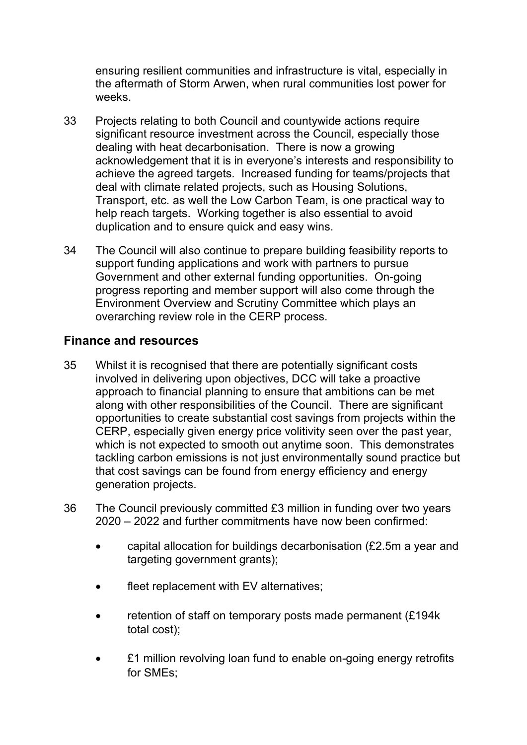ensuring resilient communities and infrastructure is vital, especially in the aftermath of Storm Arwen, when rural communities lost power for weeks.

33 Projects relating to both Council and countywide actions require significant resource investment across the Council, especially those dealing with heat decarbonisation. There is now a growing acknowledgement that it is in everyone's interests and responsibility to achieve the agreed targets. Increased funding for teams/projects that deal with climate related projects, such as Housing Solutions, Transport, etc. as well the Low Carbon Team, is one practical way to help reach targets. Working together is also essential to avoid duplication and to ensure quick and easy wins.

34 The Council will also continue to prepare building feasibility reports to support funding applications and work with partners to pursue Government and other external funding opportunities. On-going progress reporting and member support will also come through the Environment Overview and Scrutiny Committee which plays an overarching review role in the CERP process.

## Finance and resources

35 Whilst it is recognised that there are potentially significant costs involved in delivering upon objectives, DCC will take a proactive approach to financial planning to ensure that ambitions can be met along with other responsibilities of the Council. There are significant opportunities to create substantial cost savings from projects within the CERP, especially given energy price volitivity seen over the past year, which is not expected to smooth out anytime soon. This demonstrates tackling carbon emissions is not just environmentally sound practice but that cost savings can be found from energy efficiency and energy generation projects.

36 The Council previously committed £3 million in funding over two years 2020 – 2022 and further commitments have now been confirmed:

- capital allocation for buildings decarbonisation (£2.5m a year and targeting government grants);
- fleet replacement with EV alternatives;
- retention of staff on temporary posts made permanent (£194k total cost);
- £1 million revolving loan fund to enable on-going energy retrofits for SMEs;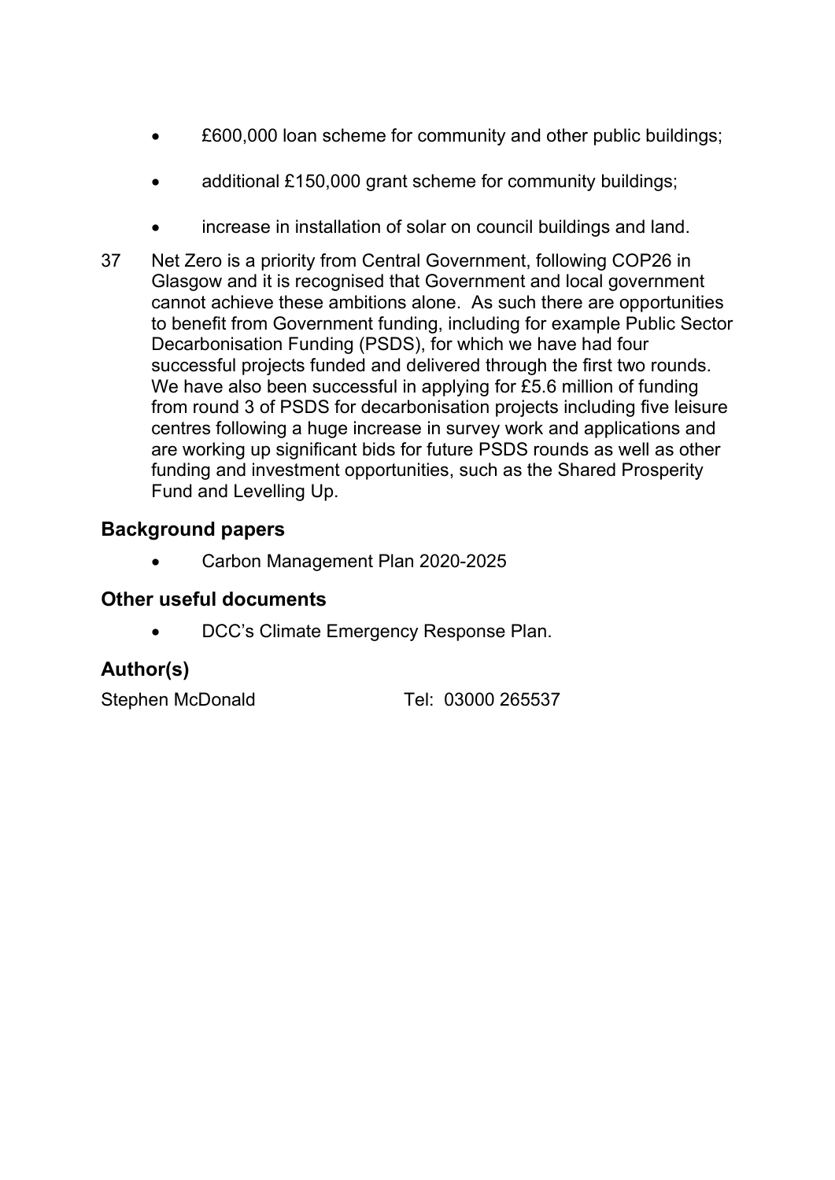- £600,000 loan scheme for community and other public buildings;
- additional £150,000 grant scheme for community buildings;
- increase in installation of solar on council buildings and land.

37 Net Zero is a priority from Central Government, following COP26 in Glasgow and it is recognised that Government and local government cannot achieve these ambitions alone. As such there are opportunities to benefit from Government funding, including for example Public Sector Decarbonisation Funding (PSDS), for which we have had four successful projects funded and delivered through the first two rounds. We have also been successful in applying for £5.6 million of funding from round 3 of PSDS for decarbonisation projects including five leisure centres following a huge increase in survey work and applications and are working up significant bids for future PSDS rounds as well as other funding and investment opportunities, such as the Shared Prosperity Fund and Levelling Up.

## Background papers

- Carbon Management Plan 2020-2025

## Other useful documents

- DCC's Climate Emergency Response Plan.

## Author(s)

Stephen McDonald Tel: 03000 265537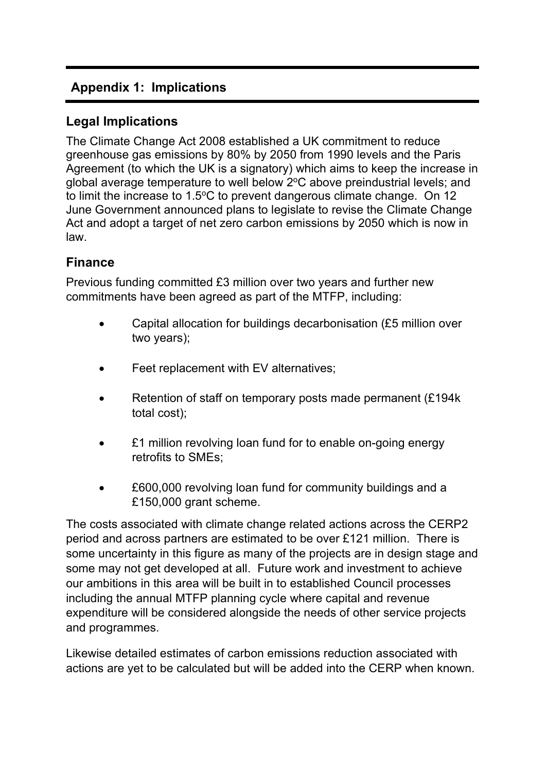## Appendix 1: Implications

### Legal Implications

The Climate Change Act 2008 established a UK commitment to reduce greenhouse gas emissions by 80% by 2050 from 1990 levels and the Paris Agreement (to which the UK is a signatory) which aims to keep the increase in global average temperature to well below 2$^{o}$C above preindustrial levels; and to limit the increase to 1.5$^{o}$C to prevent dangerous climate change. On 12 June Government announced plans to legislate to revise the Climate Change Act and adopt a target of net zero carbon emissions by 2050 which is now in law.

### Finance

Previous funding committed £3 million over two years and further new commitments have been agreed as part of the MTFP, including:

- Capital allocation for buildings decarbonisation (£5 million over two years);
- Feet replacement with EV alternatives;
- Retention of staff on temporary posts made permanent (£194k total cost);
- £1 million revolving loan fund for to enable on-going energy retrofits to SMEs;
- £600,000 revolving loan fund for community buildings and a £150,000 grant scheme.

The costs associated with climate change related actions across the CERP2 period and across partners are estimated to be over £121 million. There is some uncertainty in this figure as many of the projects are in design stage and some may not get developed at all. Future work and investment to achieve our ambitions in this area will be built in to established Council processes including the annual MTFP planning cycle where capital and revenue expenditure will be considered alongside the needs of other service projects and programmes.

Likewise detailed estimates of carbon emissions reduction associated with actions are yet to be calculated but will be added into the CERP when known.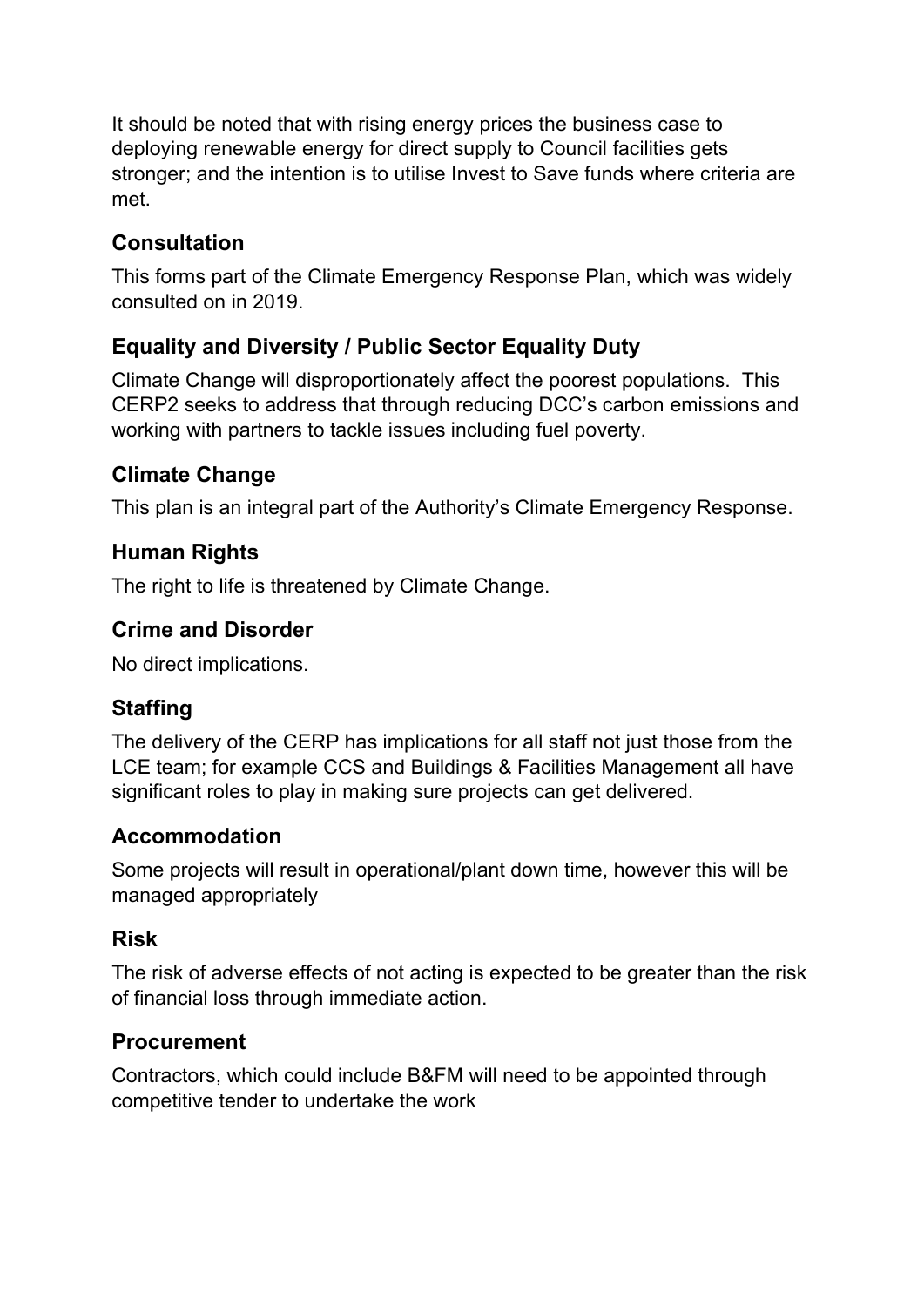It should be noted that with rising energy prices the business case to deploying renewable energy for direct supply to Council facilities gets stronger; and the intention is to utilise Invest to Save funds where criteria are met.

## Consultation

This forms part of the Climate Emergency Response Plan, which was widely consulted on in 2019.

## Equality and Diversity / Public Sector Equality Duty

Climate Change will disproportionately affect the poorest populations. This CERP2 seeks to address that through reducing DCC's carbon emissions and working with partners to tackle issues including fuel poverty.

## Climate Change

This plan is an integral part of the Authority's Climate Emergency Response.

## Human Rights

The right to life is threatened by Climate Change.

## Crime and Disorder

No direct implications.

## Staffing

The delivery of the CERP has implications for all staff not just those from the LCE team; for example CCS and Buildings & Facilities Management all have significant roles to play in making sure projects can get delivered.

## Accommodation

Some projects will result in operational/plant down time, however this will be managed appropriately

## Risk

The risk of adverse effects of not acting is expected to be greater than the risk of financial loss through immediate action.

## Procurement

Contractors, which could include B&FM will need to be appointed through competitive tender to undertake the work